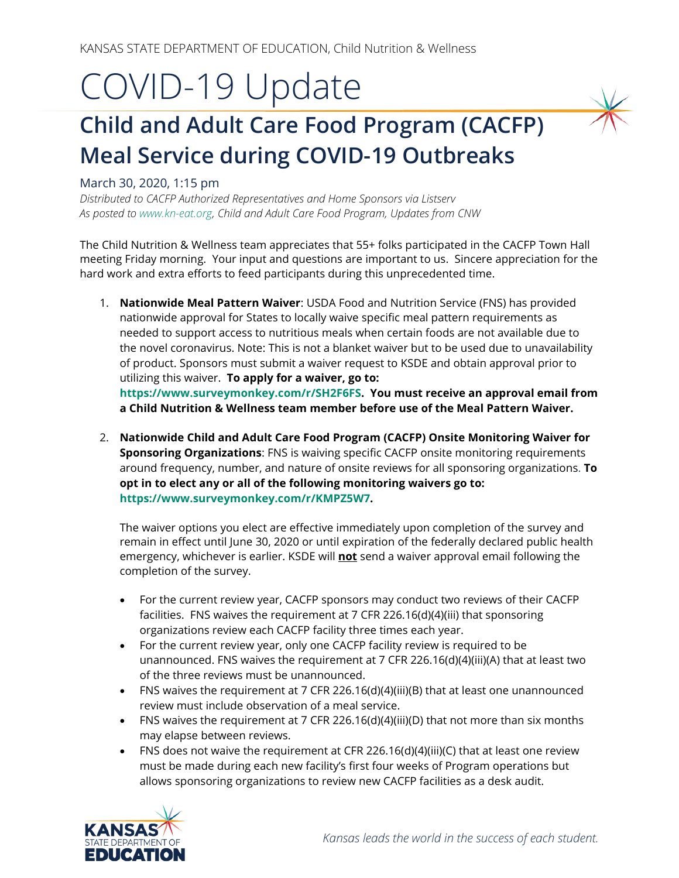KANSAS STATE DEPARTMENT OF EDUCATION, Child Nutrition & Wellness

# COVID-19 Update

## Child and Adult Care Food Program (CACFP) Meal Service during COVID-19 Outbreaks

March 30, 2020, 1:15 pm

*Distributed to CACFP Authorized Representatives and Home Sponsors via Listserv*
*As posted to www.kn-eat.org, Child and Adult Care Food Program, Updates from CNW*

The Child Nutrition & Wellness team appreciates that 55+ folks participated in the CACFP Town Hall meeting Friday morning. Your input and questions are important to us. Sincere appreciation for the hard work and extra efforts to feed participants during this unprecedented time.

1. **Nationwide Meal Pattern Waiver**: USDA Food and Nutrition Service (FNS) has provided nationwide approval for States to locally waive specific meal pattern requirements as needed to support access to nutritious meals when certain foods are not available due to the novel coronavirus. Note: This is not a blanket waiver but to be used due to unavailability of product. Sponsors must submit a waiver request to KSDE and obtain approval prior to utilizing this waiver. **To apply for a waiver, go to: https://www.surveymonkey.com/r/SH2F6FS. You must receive an approval email from a Child Nutrition & Wellness team member before use of the Meal Pattern Waiver.**

2. **Nationwide Child and Adult Care Food Program (CACFP) Onsite Monitoring Waiver for Sponsoring Organizations**: FNS is waiving specific CACFP onsite monitoring requirements around frequency, number, and nature of onsite reviews for all sponsoring organizations. **To opt in to elect any or all of the following monitoring waivers go to: https://www.surveymonkey.com/r/KMPZ5W7.**

   The waiver options you elect are effective immediately upon completion of the survey and remain in effect until June 30, 2020 or until expiration of the federally declared public health emergency, whichever is earlier. KSDE will **not** send a waiver approval email following the completion of the survey.

   - For the current review year, CACFP sponsors may conduct two reviews of their CACFP facilities. FNS waives the requirement at 7 CFR 226.16(d)(4)(iii) that sponsoring organizations review each CACFP facility three times each year.
   - For the current review year, only one CACFP facility review is required to be unannounced. FNS waives the requirement at 7 CFR 226.16(d)(4)(iii)(A) that at least two of the three reviews must be unannounced.
   - FNS waives the requirement at 7 CFR 226.16(d)(4)(iii)(B) that at least one unannounced review must include observation of a meal service.
   - FNS waives the requirement at 7 CFR 226.16(d)(4)(iii)(D) that not more than six months may elapse between reviews.
   - FNS does not waive the requirement at CFR 226.16(d)(4)(iii)(C) that at least one review must be made during each new facility's first four weeks of Program operations but allows sponsoring organizations to review new CACFP facilities as a desk audit.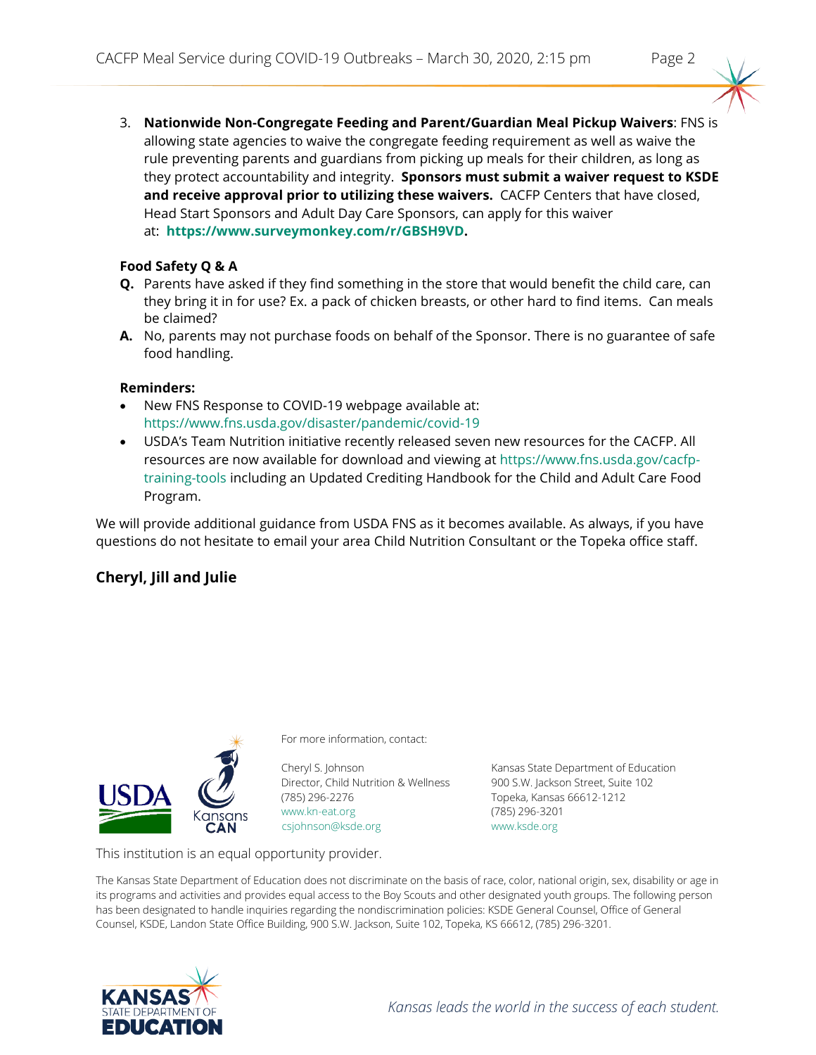3. **Nationwide Non-Congregate Feeding and Parent/Guardian Meal Pickup Waivers**: FNS is allowing state agencies to waive the congregate feeding requirement as well as waive the rule preventing parents and guardians from picking up meals for their children, as long as they protect accountability and integrity. **Sponsors must submit a waiver request to KSDE and receive approval prior to utilizing these waivers.** CACFP Centers that have closed, Head Start Sponsors and Adult Day Care Sponsors, can apply for this waiver at: **https://www.surveymonkey.com/r/GBSH9VD.**

**Food Safety Q & A**

**Q.** Parents have asked if they find something in the store that would benefit the child care, can they bring it in for use? Ex. a pack of chicken breasts, or other hard to find items. Can meals be claimed?

**A.** No, parents may not purchase foods on behalf of the Sponsor. There is no guarantee of safe food handling.

**Reminders:**

- New FNS Response to COVID-19 webpage available at: https://www.fns.usda.gov/disaster/pandemic/covid-19
- USDA's Team Nutrition initiative recently released seven new resources for the CACFP. All resources are now available for download and viewing at https://www.fns.usda.gov/cacfp-training-tools including an Updated Crediting Handbook for the Child and Adult Care Food Program.

We will provide additional guidance from USDA FNS as it becomes available. As always, if you have questions do not hesitate to email your area Child Nutrition Consultant or the Topeka office staff.

**Cheryl, Jill and Julie**

For more information, contact:

Cheryl S. Johnson
Director, Child Nutrition & Wellness
(785) 296-2276
www.kn-eat.org
csjohnson@ksde.org

Kansas State Department of Education
900 S.W. Jackson Street, Suite 102
Topeka, Kansas 66612-1212
(785) 296-3201
www.ksde.org

This institution is an equal opportunity provider.

The Kansas State Department of Education does not discriminate on the basis of race, color, national origin, sex, disability or age in its programs and activities and provides equal access to the Boy Scouts and other designated youth groups. The following person has been designated to handle inquiries regarding the nondiscrimination policies: KSDE General Counsel, Office of General Counsel, KSDE, Landon State Office Building, 900 S.W. Jackson, Suite 102, Topeka, KS 66612, (785) 296-3201.

*Kansas leads the world in the success of each student.*